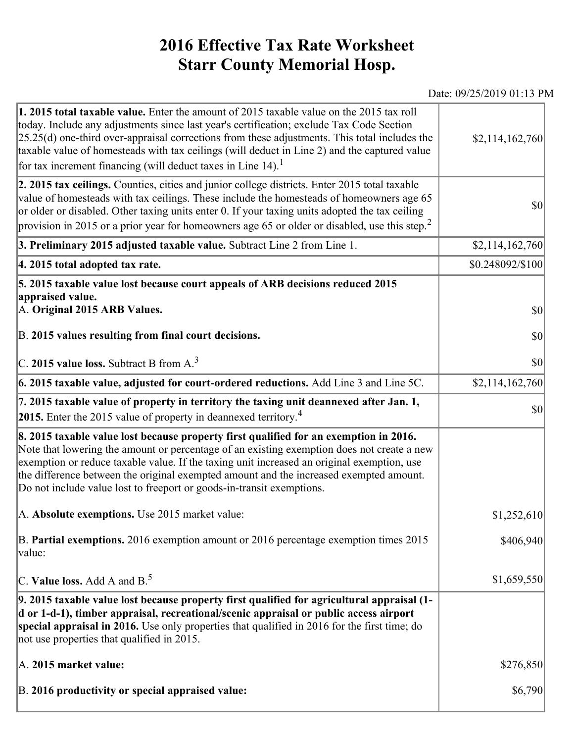# 2016 Effective Tax Rate Worksheet
# Starr County Memorial Hosp.

Date: 09/25/2019 01:13 PM

| | |
|---|---|
| **1. 2015 total taxable value.** Enter the amount of 2015 taxable value on the 2015 tax roll today. Include any adjustments since last year's certification; exclude Tax Code Section 25.25(d) one-third over-appraisal corrections from these adjustments. This total includes the taxable value of homesteads with tax ceilings (will deduct in Line 2) and the captured value for tax increment financing (will deduct taxes in Line 14).[1] | $2,114,162,760 |
| **2. 2015 tax ceilings.** Counties, cities and junior college districts. Enter 2015 total taxable value of homesteads with tax ceilings. These include the homesteads of homeowners age 65 or older or disabled. Other taxing units enter 0. If your taxing units adopted the tax ceiling provision in 2015 or a prior year for homeowners age 65 or older or disabled, use this step.[2] | $0 |
| **3. Preliminary 2015 adjusted taxable value.** Subtract Line 2 from Line 1. | $2,114,162,760 |
| **4. 2015 total adopted tax rate.** | $0.248092/$100 |
| **5. 2015 taxable value lost because court appeals of ARB decisions reduced 2015 appraised value.** | |
| A. **Original 2015 ARB Values.** | $0 |
| B. **2015 values resulting from final court decisions.** | $0 |
| C. **2015 value loss.** Subtract B from A.[3] | $0 |
| **6. 2015 taxable value, adjusted for court-ordered reductions.** Add Line 3 and Line 5C. | $2,114,162,760 |
| **7. 2015 taxable value of property in territory the taxing unit deannexed after Jan. 1, 2015.** Enter the 2015 value of property in deannexed territory.[4] | $0 |
| **8. 2015 taxable value lost because property first qualified for an exemption in 2016.** Note that lowering the amount or percentage of an existing exemption does not create a new exemption or reduce taxable value. If the taxing unit increased an original exemption, use the difference between the original exempted amount and the increased exempted amount. Do not include value lost to freeport or goods-in-transit exemptions. | |
| A. **Absolute exemptions.** Use 2015 market value: | $1,252,610 |
| B. **Partial exemptions.** 2016 exemption amount or 2016 percentage exemption times 2015 value: | $406,940 |
| C. **Value loss.** Add A and B.[5] | $1,659,550 |
| **9. 2015 taxable value lost because property first qualified for agricultural appraisal (1-d or 1-d-1), timber appraisal, recreational/scenic appraisal or public access airport special appraisal in 2016.** Use only properties that qualified in 2016 for the first time; do not use properties that qualified in 2015. | |
| A. **2015 market value:** | $276,850 |
| B. **2016 productivity or special appraised value:** | $6,790 |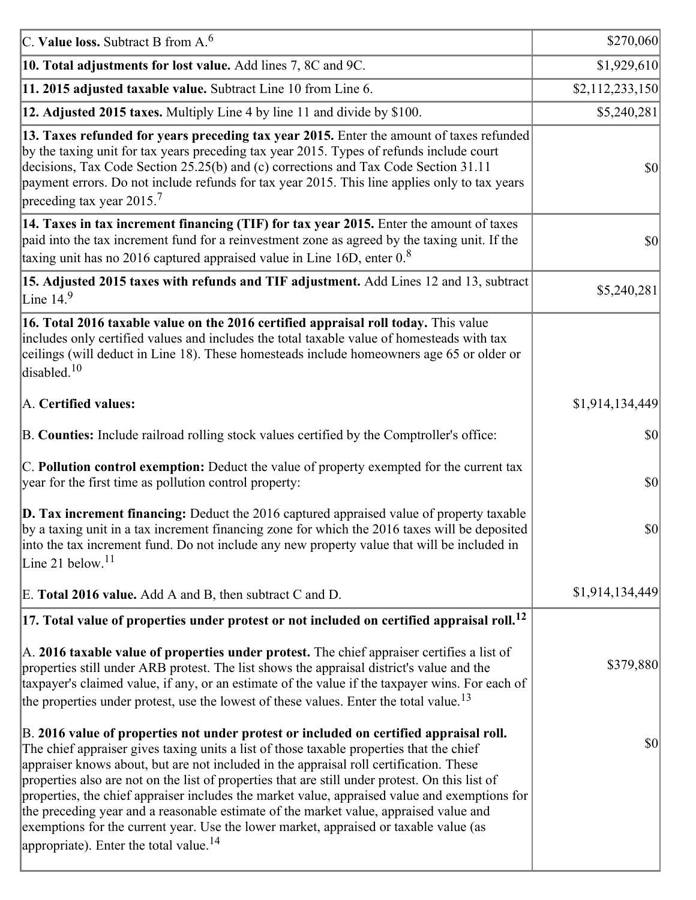| | |
|---|---|
| C. **Value loss.** Subtract B from A.[6] | $270,060 |
| **10. Total adjustments for lost value.** Add lines 7, 8C and 9C. | $1,929,610 |
| **11. 2015 adjusted taxable value.** Subtract Line 10 from Line 6. | $2,112,233,150 |
| **12. Adjusted 2015 taxes.** Multiply Line 4 by line 11 and divide by $100. | $5,240,281 |
| **13. Taxes refunded for years preceding tax year 2015.** Enter the amount of taxes refunded by the taxing unit for tax years preceding tax year 2015. Types of refunds include court decisions, Tax Code Section 25.25(b) and (c) corrections and Tax Code Section 31.11 payment errors. Do not include refunds for tax year 2015. This line applies only to tax years preceding tax year 2015.[7] | $0 |
| **14. Taxes in tax increment financing (TIF) for tax year 2015.** Enter the amount of taxes paid into the tax increment fund for a reinvestment zone as agreed by the taxing unit. If the taxing unit has no 2016 captured appraised value in Line 16D, enter 0.[8] | $0 |
| **15. Adjusted 2015 taxes with refunds and TIF adjustment.** Add Lines 12 and 13, subtract Line 14.[9] | $5,240,281 |
| **16. Total 2016 taxable value on the 2016 certified appraisal roll today.** This value includes only certified values and includes the total taxable value of homesteads with tax ceilings (will deduct in Line 18). These homesteads include homeowners age 65 or older or disabled.[10] | |
| A. **Certified values:** | $1,914,134,449 |
| B. **Counties:** Include railroad rolling stock values certified by the Comptroller's office: | $0 |
| C. **Pollution control exemption:** Deduct the value of property exempted for the current tax year for the first time as pollution control property: | $0 |
| **D. Tax increment financing:** Deduct the 2016 captured appraised value of property taxable by a taxing unit in a tax increment financing zone for which the 2016 taxes will be deposited into the tax increment fund. Do not include any new property value that will be included in Line 21 below.[11] | $0 |
| E. **Total 2016 value.** Add A and B, then subtract C and D. | $1,914,134,449 |
| **17. Total value of properties under protest or not included on certified appraisal roll.[12]** | |
| A. **2016 taxable value of properties under protest.** The chief appraiser certifies a list of properties still under ARB protest. The list shows the appraisal district's value and the taxpayer's claimed value, if any, or an estimate of the value if the taxpayer wins. For each of the properties under protest, use the lowest of these values. Enter the total value.[13] | $379,880 |
| B. **2016 value of properties not under protest or included on certified appraisal roll.** The chief appraiser gives taxing units a list of those taxable properties that the chief appraiser knows about, but are not included in the appraisal roll certification. These properties also are not on the list of properties that are still under protest. On this list of properties, the chief appraiser includes the market value, appraised value and exemptions for the preceding year and a reasonable estimate of the market value, appraised value and exemptions for the current year. Use the lower market, appraised or taxable value (as appropriate). Enter the total value.[14] | $0 |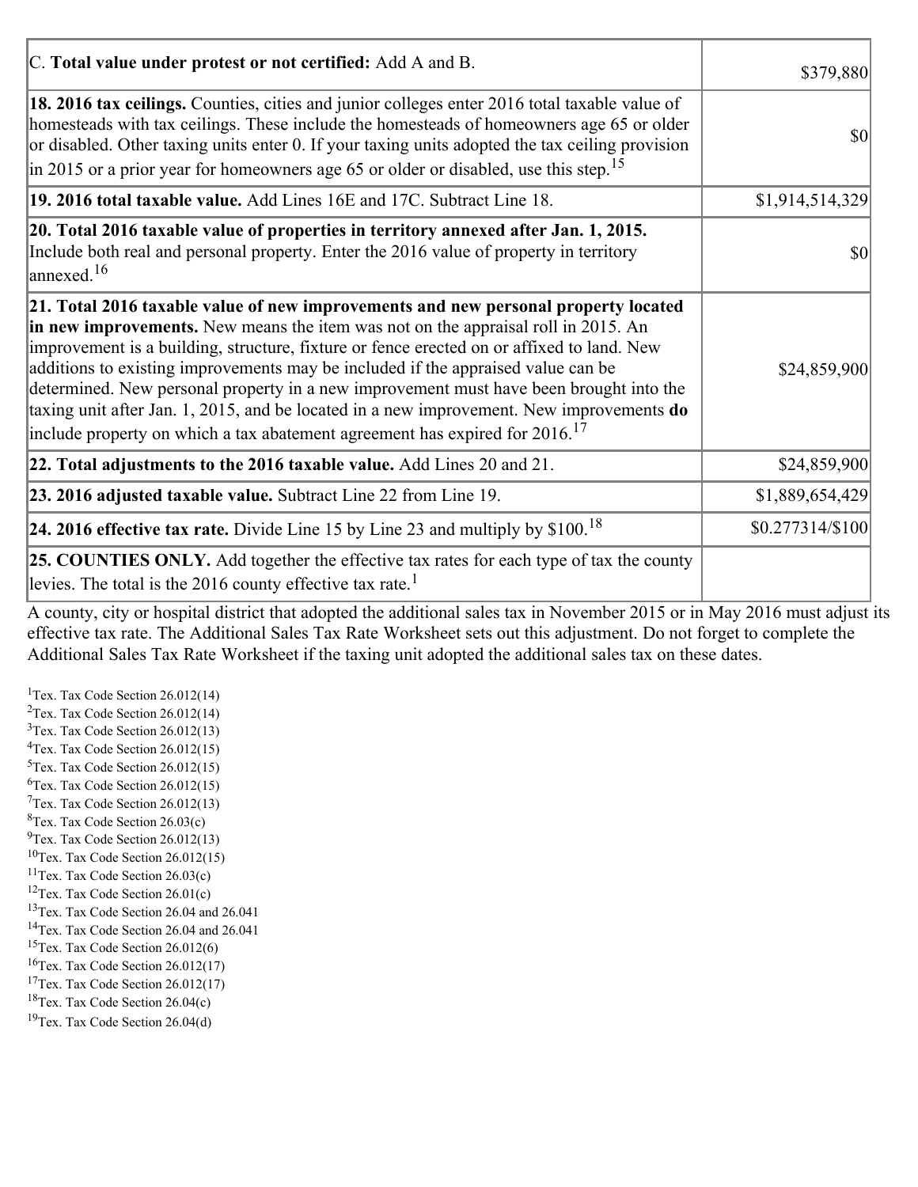| | |
|---|---|
| C. **Total value under protest or not certified:** Add A and B. | $379,880 |
| **18. 2016 tax ceilings.** Counties, cities and junior colleges enter 2016 total taxable value of homesteads with tax ceilings. These include the homesteads of homeowners age 65 or older or disabled. Other taxing units enter 0. If your taxing units adopted the tax ceiling provision in 2015 or a prior year for homeowners age 65 or older or disabled, use this step.[15] | $0 |
| **19. 2016 total taxable value.** Add Lines 16E and 17C. Subtract Line 18. | $1,914,514,329 |
| **20. Total 2016 taxable value of properties in territory annexed after Jan. 1, 2015.** Include both real and personal property. Enter the 2016 value of property in territory annexed.[16] | $0 |
| **21. Total 2016 taxable value of new improvements and new personal property located in new improvements.** New means the item was not on the appraisal roll in 2015. An improvement is a building, structure, fixture or fence erected on or affixed to land. New additions to existing improvements may be included if the appraised value can be determined. New personal property in a new improvement must have been brought into the taxing unit after Jan. 1, 2015, and be located in a new improvement. New improvements **do** include property on which a tax abatement agreement has expired for 2016.[17] | $24,859,900 |
| **22. Total adjustments to the 2016 taxable value.** Add Lines 20 and 21. | $24,859,900 |
| **23. 2016 adjusted taxable value.** Subtract Line 22 from Line 19. | $1,889,654,429 |
| **24. 2016 effective tax rate.** Divide Line 15 by Line 23 and multiply by $100.[18] | $0.277314/$100 |
| **25. COUNTIES ONLY.** Add together the effective tax rates for each type of tax the county levies. The total is the 2016 county effective tax rate.[1] | |

A county, city or hospital district that adopted the additional sales tax in November 2015 or in May 2016 must adjust its effective tax rate. The Additional Sales Tax Rate Worksheet sets out this adjustment. Do not forget to complete the Additional Sales Tax Rate Worksheet if the taxing unit adopted the additional sales tax on these dates.

[1]Tex. Tax Code Section 26.012(14)
[2]Tex. Tax Code Section 26.012(14)
[3]Tex. Tax Code Section 26.012(13)
[4]Tex. Tax Code Section 26.012(15)
[5]Tex. Tax Code Section 26.012(15)
[6]Tex. Tax Code Section 26.012(15)
[7]Tex. Tax Code Section 26.012(13)
[8]Tex. Tax Code Section 26.03(c)
[9]Tex. Tax Code Section 26.012(13)
[10]Tex. Tax Code Section 26.012(15)
[11]Tex. Tax Code Section 26.03(c)
[12]Tex. Tax Code Section 26.01(c)
[13]Tex. Tax Code Section 26.04 and 26.041
[14]Tex. Tax Code Section 26.04 and 26.041
[15]Tex. Tax Code Section 26.012(6)
[16]Tex. Tax Code Section 26.012(17)
[17]Tex. Tax Code Section 26.012(17)
[18]Tex. Tax Code Section 26.04(c)
[19]Tex. Tax Code Section 26.04(d)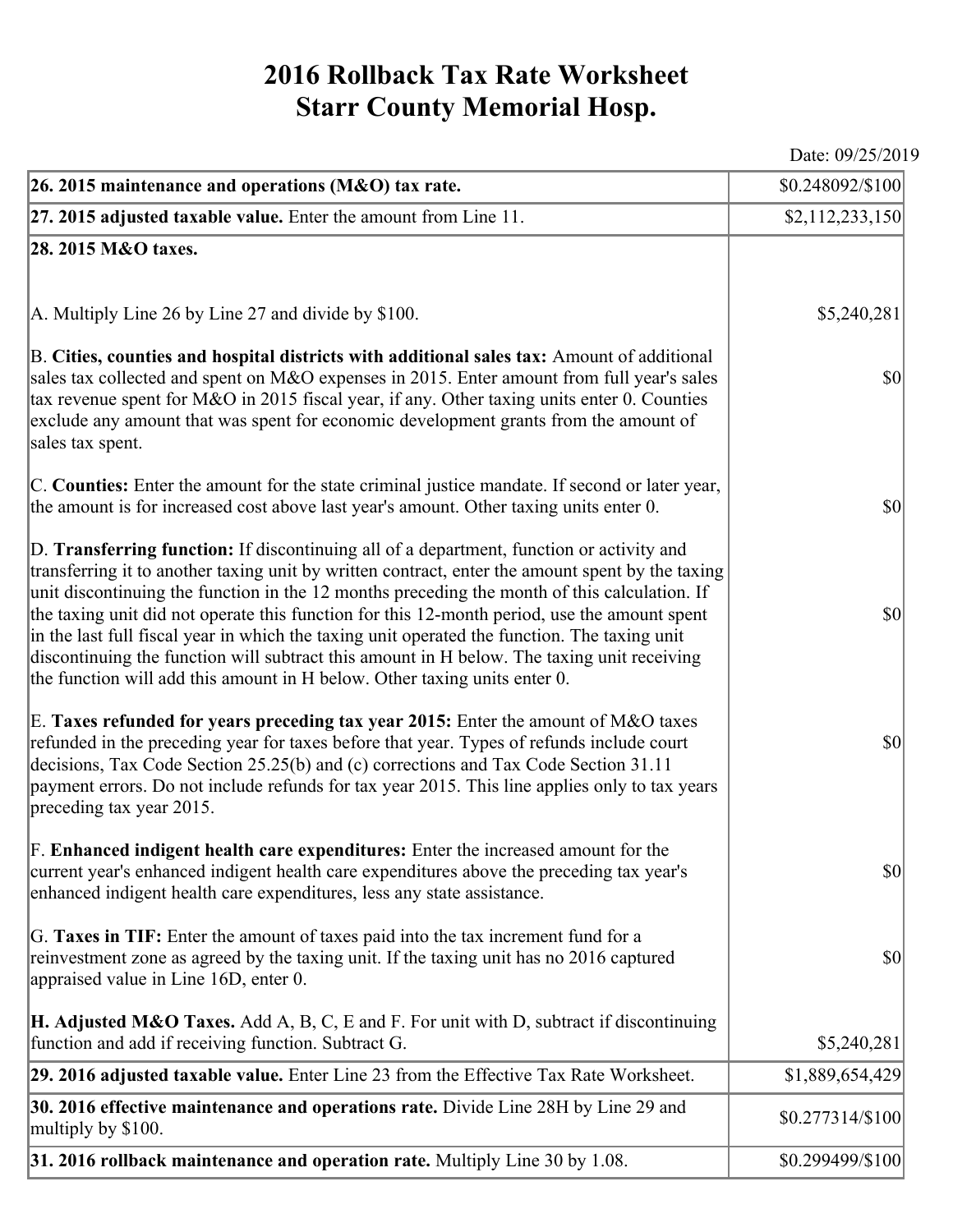# 2016 Rollback Tax Rate Worksheet
# Starr County Memorial Hosp.

Date: 09/25/2019

| | |
|---|---|
| **26. 2015 maintenance and operations (M&O) tax rate.** | $0.248092/$100 |
| **27. 2015 adjusted taxable value.** Enter the amount from Line 11. | $2,112,233,150 |
| **28. 2015 M&O taxes.** | |
| A. Multiply Line 26 by Line 27 and divide by $100. | $5,240,281 |
| B. **Cities, counties and hospital districts with additional sales tax:** Amount of additional sales tax collected and spent on M&O expenses in 2015. Enter amount from full year's sales tax revenue spent for M&O in 2015 fiscal year, if any. Other taxing units enter 0. Counties exclude any amount that was spent for economic development grants from the amount of sales tax spent. | $0 |
| C. **Counties:** Enter the amount for the state criminal justice mandate. If second or later year, the amount is for increased cost above last year's amount. Other taxing units enter 0. | $0 |
| D. **Transferring function:** If discontinuing all of a department, function or activity and transferring it to another taxing unit by written contract, enter the amount spent by the taxing unit discontinuing the function in the 12 months preceding the month of this calculation. If the taxing unit did not operate this function for this 12-month period, use the amount spent in the last full fiscal year in which the taxing unit operated the function. The taxing unit discontinuing the function will subtract this amount in H below. The taxing unit receiving the function will add this amount in H below. Other taxing units enter 0. | $0 |
| E. **Taxes refunded for years preceding tax year 2015:** Enter the amount of M&O taxes refunded in the preceding year for taxes before that year. Types of refunds include court decisions, Tax Code Section 25.25(b) and (c) corrections and Tax Code Section 31.11 payment errors. Do not include refunds for tax year 2015. This line applies only to tax years preceding tax year 2015. | $0 |
| F. **Enhanced indigent health care expenditures:** Enter the increased amount for the current year's enhanced indigent health care expenditures above the preceding tax year's enhanced indigent health care expenditures, less any state assistance. | $0 |
| G. **Taxes in TIF:** Enter the amount of taxes paid into the tax increment fund for a reinvestment zone as agreed by the taxing unit. If the taxing unit has no 2016 captured appraised value in Line 16D, enter 0. | $0 |
| **H. Adjusted M&O Taxes.** Add A, B, C, E and F. For unit with D, subtract if discontinuing function and add if receiving function. Subtract G. | $5,240,281 |
| **29. 2016 adjusted taxable value.** Enter Line 23 from the Effective Tax Rate Worksheet. | $1,889,654,429 |
| **30. 2016 effective maintenance and operations rate.** Divide Line 28H by Line 29 and multiply by $100. | $0.277314/$100 |
| **31. 2016 rollback maintenance and operation rate.** Multiply Line 30 by 1.08. | $0.299499/$100 |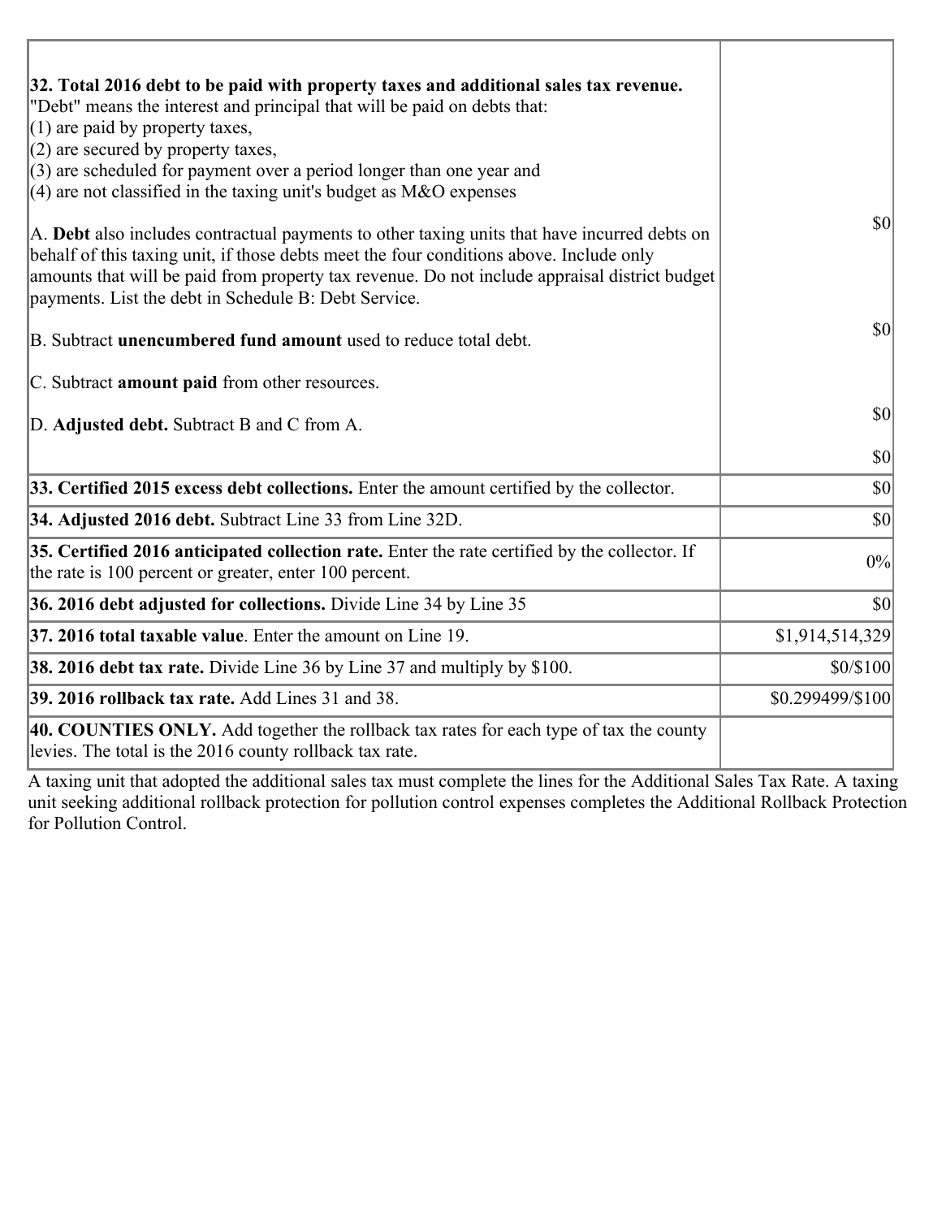| | |
|---|---|
| **32. Total 2016 debt to be paid with property taxes and additional sales tax revenue.**<br>"Debt" means the interest and principal that will be paid on debts that:<br>(1) are paid by property taxes,<br>(2) are secured by property taxes,<br>(3) are scheduled for payment over a period longer than one year and<br>(4) are not classified in the taxing unit's budget as M&O expenses<br><br>A. **Debt** also includes contractual payments to other taxing units that have incurred debts on behalf of this taxing unit, if those debts meet the four conditions above. Include only amounts that will be paid from property tax revenue. Do not include appraisal district budget payments. List the debt in Schedule B: Debt Service.<br><br>B. Subtract **unencumbered fund amount** used to reduce total debt.<br><br>C. Subtract **amount paid** from other resources.<br><br>D. **Adjusted debt.** Subtract B and C from A. | $0<br><br>$0<br><br>$0<br><br>$0 |
| **33. Certified 2015 excess debt collections.** Enter the amount certified by the collector. | $0 |
| **34. Adjusted 2016 debt.** Subtract Line 33 from Line 32D. | $0 |
| **35. Certified 2016 anticipated collection rate.** Enter the rate certified by the collector. If the rate is 100 percent or greater, enter 100 percent. | 0% |
| **36. 2016 debt adjusted for collections.** Divide Line 34 by Line 35 | $0 |
| **37. 2016 total taxable value**. Enter the amount on Line 19. | $1,914,514,329 |
| **38. 2016 debt tax rate.** Divide Line 36 by Line 37 and multiply by $100. | $0/$100 |
| **39. 2016 rollback tax rate.** Add Lines 31 and 38. | $0.299499/$100 |
| **40. COUNTIES ONLY.** Add together the rollback tax rates for each type of tax the county levies. The total is the 2016 county rollback tax rate. | |

A taxing unit that adopted the additional sales tax must complete the lines for the Additional Sales Tax Rate. A taxing unit seeking additional rollback protection for pollution control expenses completes the Additional Rollback Protection for Pollution Control.